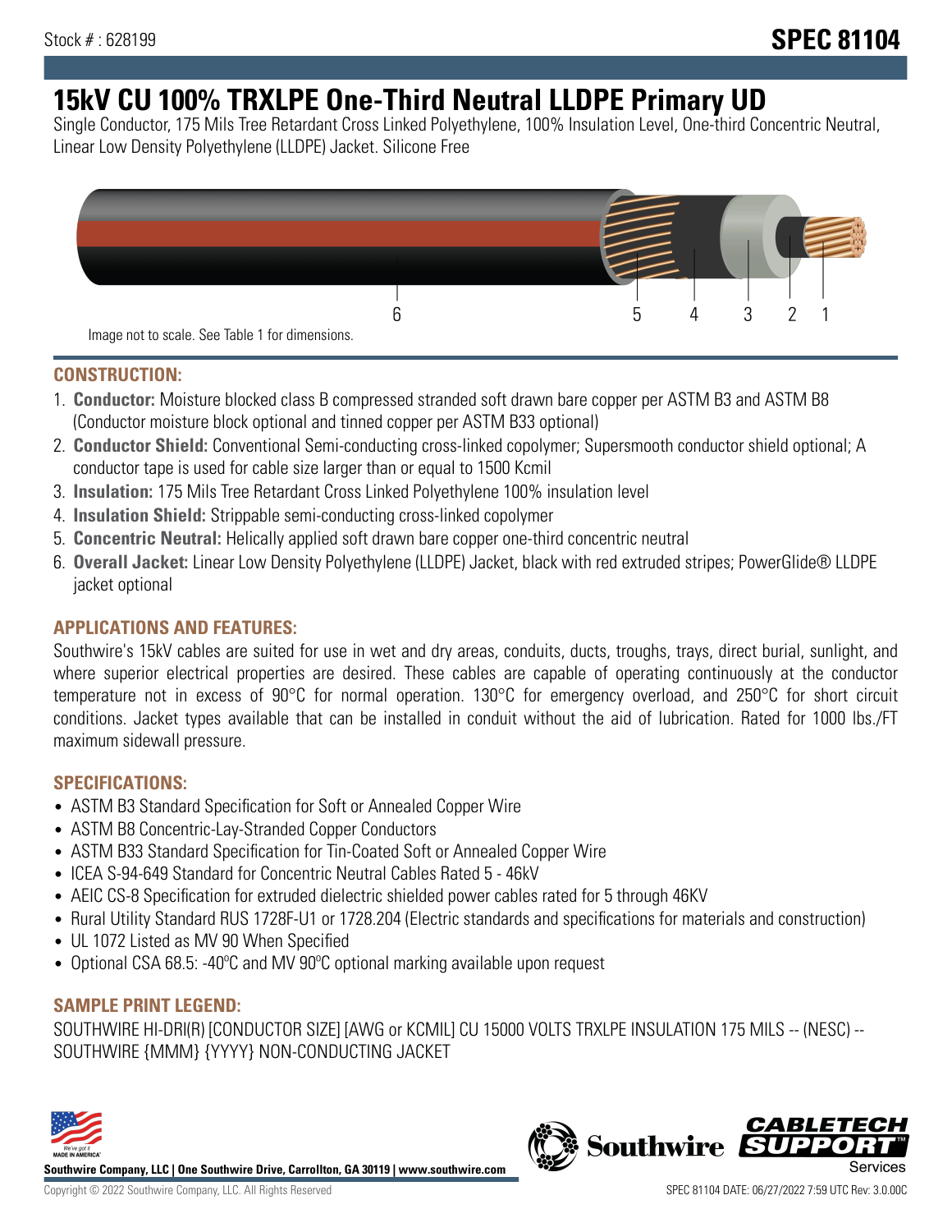Stock # : 628199

**SPEC 81104**

# 15kV CU 100% TRXLPE One-Third Neutral LLDPE Primary UD

Single Conductor, 175 Mils Tree Retardant Cross Linked Polyethylene, 100% Insulation Level, One-third Concentric Neutral, Linear Low Density Polyethylene (LLDPE) Jacket. Silicone Free

6 5 4 3 2 1

Image not to scale. See Table 1 for dimensions.

## CONSTRUCTION:

1. **Conductor:** Moisture blocked class B compressed stranded soft drawn bare copper per ASTM B3 and ASTM B8 (Conductor moisture block optional and tinned copper per ASTM B33 optional)
2. **Conductor Shield:** Conventional Semi-conducting cross-linked copolymer; Supersmooth conductor shield optional; A conductor tape is used for cable size larger than or equal to 1500 Kcmil
3. **Insulation:** 175 Mils Tree Retardant Cross Linked Polyethylene 100% insulation level
4. **Insulation Shield:** Strippable semi-conducting cross-linked copolymer
5. **Concentric Neutral:** Helically applied soft drawn bare copper one-third concentric neutral
6. **Overall Jacket:** Linear Low Density Polyethylene (LLDPE) Jacket, black with red extruded stripes; PowerGlide® LLDPE jacket optional

## APPLICATIONS AND FEATURES:

Southwire's 15kV cables are suited for use in wet and dry areas, conduits, ducts, troughs, trays, direct burial, sunlight, and where superior electrical properties are desired. These cables are capable of operating continuously at the conductor temperature not in excess of 90°C for normal operation. 130°C for emergency overload, and 250°C for short circuit conditions. Jacket types available that can be installed in conduit without the aid of lubrication. Rated for 1000 lbs./FT maximum sidewall pressure.

## SPECIFICATIONS:

- ASTM B3 Standard Specification for Soft or Annealed Copper Wire
- ASTM B8 Concentric-Lay-Stranded Copper Conductors
- ASTM B33 Standard Specification for Tin-Coated Soft or Annealed Copper Wire
- ICEA S-94-649 Standard for Concentric Neutral Cables Rated 5 - 46kV
- AEIC CS-8 Specification for extruded dielectric shielded power cables rated for 5 through 46KV
- Rural Utility Standard RUS 1728F-U1 or 1728.204 (Electric standards and specifications for materials and construction)
- UL 1072 Listed as MV 90 When Specified
- Optional CSA 68.5: -40ºC and MV 90ºC optional marking available upon request

## SAMPLE PRINT LEGEND:

SOUTHWIRE HI-DRI(R) [CONDUCTOR SIZE] [AWG or KCMIL] CU 15000 VOLTS TRXLPE INSULATION 175 MILS -- (NESC) -- SOUTHWIRE {MMM} {YYYY} NON-CONDUCTING JACKET

**Southwire Company, LLC | One Southwire Drive, Carrollton, GA 30119 | www.southwire.com**

Copyright © 2022 Southwire Company, LLC. All Rights Reserved

SPEC 81104 DATE: 06/27/2022 7:59 UTC Rev: 3.0.00C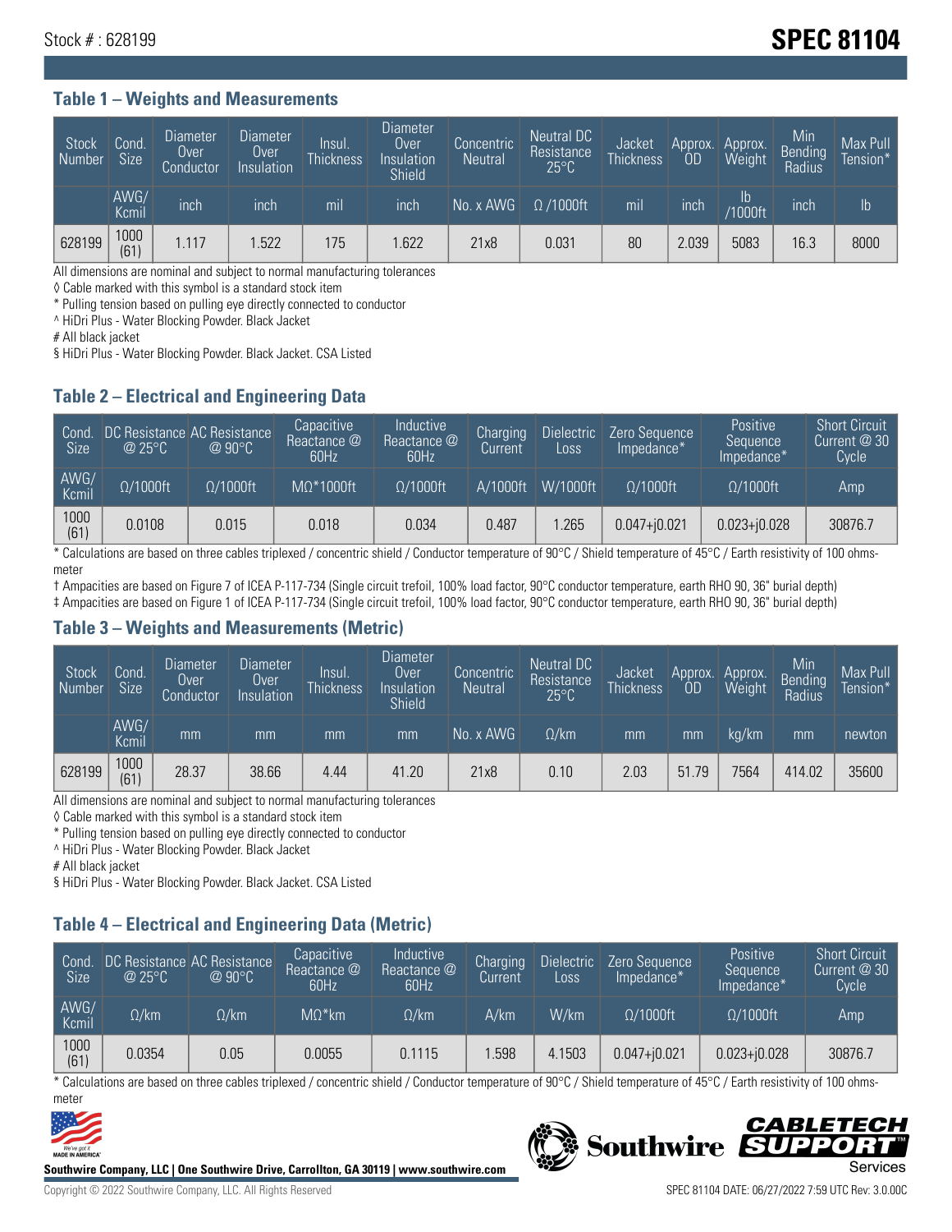Stock # : 628199

# SPEC 81104

## Table 1 – Weights and Measurements

| Stock Number | Cond. Size | Diameter Over Conductor | Diameter Over Insulation | Insul. Thickness | Diameter Over Insulation Shield | Concentric Neutral | Neutral DC Resistance 25°C | Jacket Thickness | Approx. OD | Approx. Weight | Min Bending Radius | Max Pull Tension* |
|---|---|---|---|---|---|---|---|---|---|---|---|---|
| | AWG/ Kcmil | inch | inch | mil | inch | No. x AWG | Ω /1000ft | mil | inch | lb /1000ft | inch | lb |
| 628199 | 1000 (61) | 1.117 | 1.522 | 175 | 1.622 | 21x8 | 0.031 | 80 | 2.039 | 5083 | 16.3 | 8000 |

All dimensions are nominal and subject to normal manufacturing tolerances
◊ Cable marked with this symbol is a standard stock item
* Pulling tension based on pulling eye directly connected to conductor
^ HiDri Plus - Water Blocking Powder. Black Jacket
# All black jacket
§ HiDri Plus - Water Blocking Powder. Black Jacket. CSA Listed

## Table 2 – Electrical and Engineering Data

| Cond. Size | DC Resistance @ 25°C | AC Resistance @ 90°C | Capacitive Reactance @ 60Hz | Inductive Reactance @ 60Hz | Charging Current | Dielectric Loss | Zero Sequence Impedance* | Positive Sequence Impedance* | Short Circuit Current @ 30 Cycle |
|---|---|---|---|---|---|---|---|---|---|
| AWG/ Kcmil | Ω/1000ft | Ω/1000ft | MΩ*1000ft | Ω/1000ft | A/1000ft | W/1000ft | Ω/1000ft | Ω/1000ft | Amp |
| 1000 (61) | 0.0108 | 0.015 | 0.018 | 0.034 | 0.487 | 1.265 | 0.047+j0.021 | 0.023+j0.028 | 30876.7 |

* Calculations are based on three cables triplexed / concentric shield / Conductor temperature of 90°C / Shield temperature of 45°C / Earth resistivity of 100 ohms-meter
† Ampacities are based on Figure 7 of ICEA P-117-734 (Single circuit trefoil, 100% load factor, 90°C conductor temperature, earth RHO 90, 36" burial depth)
‡ Ampacities are based on Figure 1 of ICEA P-117-734 (Single circuit trefoil, 100% load factor, 90°C conductor temperature, earth RHO 90, 36" burial depth)

## Table 3 – Weights and Measurements (Metric)

| Stock Number | Cond. Size | Diameter Over Conductor | Diameter Over Insulation | Insul. Thickness | Diameter Over Insulation Shield | Concentric Neutral | Neutral DC Resistance 25°C | Jacket Thickness | Approx. OD | Approx. Weight | Min Bending Radius | Max Pull Tension* |
|---|---|---|---|---|---|---|---|---|---|---|---|---|
| | AWG/ Kcmil | mm | mm | mm | mm | No. x AWG | Ω/km | mm | mm | kg/km | mm | newton |
| 628199 | 1000 (61) | 28.37 | 38.66 | 4.44 | 41.20 | 21x8 | 0.10 | 2.03 | 51.79 | 7564 | 414.02 | 35600 |

All dimensions are nominal and subject to normal manufacturing tolerances
◊ Cable marked with this symbol is a standard stock item
* Pulling tension based on pulling eye directly connected to conductor
^ HiDri Plus - Water Blocking Powder. Black Jacket
# All black jacket
§ HiDri Plus - Water Blocking Powder. Black Jacket. CSA Listed

## Table 4 – Electrical and Engineering Data (Metric)

| Cond. Size | DC Resistance @ 25°C | AC Resistance @ 90°C | Capacitive Reactance @ 60Hz | Inductive Reactance @ 60Hz | Charging Current | Dielectric Loss | Zero Sequence Impedance* | Positive Sequence Impedance* | Short Circuit Current @ 30 Cycle |
|---|---|---|---|---|---|---|---|---|---|
| AWG/ Kcmil | Ω/km | Ω/km | MΩ*km | Ω/km | A/km | W/km | Ω/1000ft | Ω/1000ft | Amp |
| 1000 (61) | 0.0354 | 0.05 | 0.0055 | 0.1115 | 1.598 | 4.1503 | 0.047+j0.021 | 0.023+j0.028 | 30876.7 |

* Calculations are based on three cables triplexed / concentric shield / Conductor temperature of 90°C / Shield temperature of 45°C / Earth resistivity of 100 ohms-meter

Southwire Company, LLC | One Southwire Drive, Carrollton, GA 30119 | www.southwire.com

Copyright © 2022 Southwire Company, LLC. All Rights Reserved

SPEC 81104 DATE: 06/27/2022 7:59 UTC Rev: 3.0.00C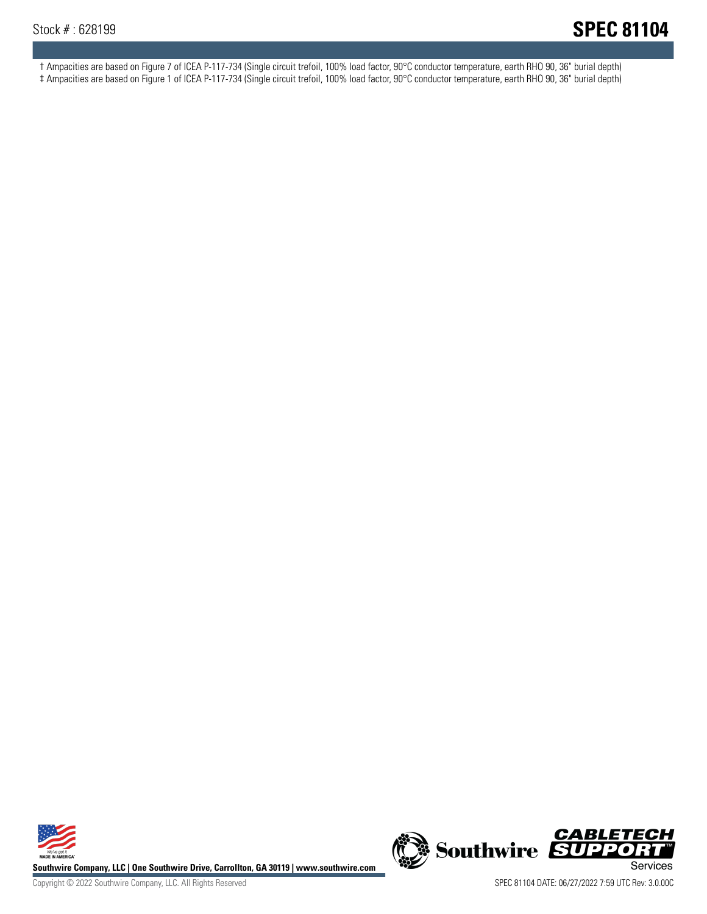† Ampacities are based on Figure 7 of ICEA P-117-734 (Single circuit trefoil, 100% load factor, 90°C conductor temperature, earth RHO 90, 36" burial depth)

‡ Ampacities are based on Figure 1 of ICEA P-117-734 (Single circuit trefoil, 100% load factor, 90°C conductor temperature, earth RHO 90, 36" burial depth)